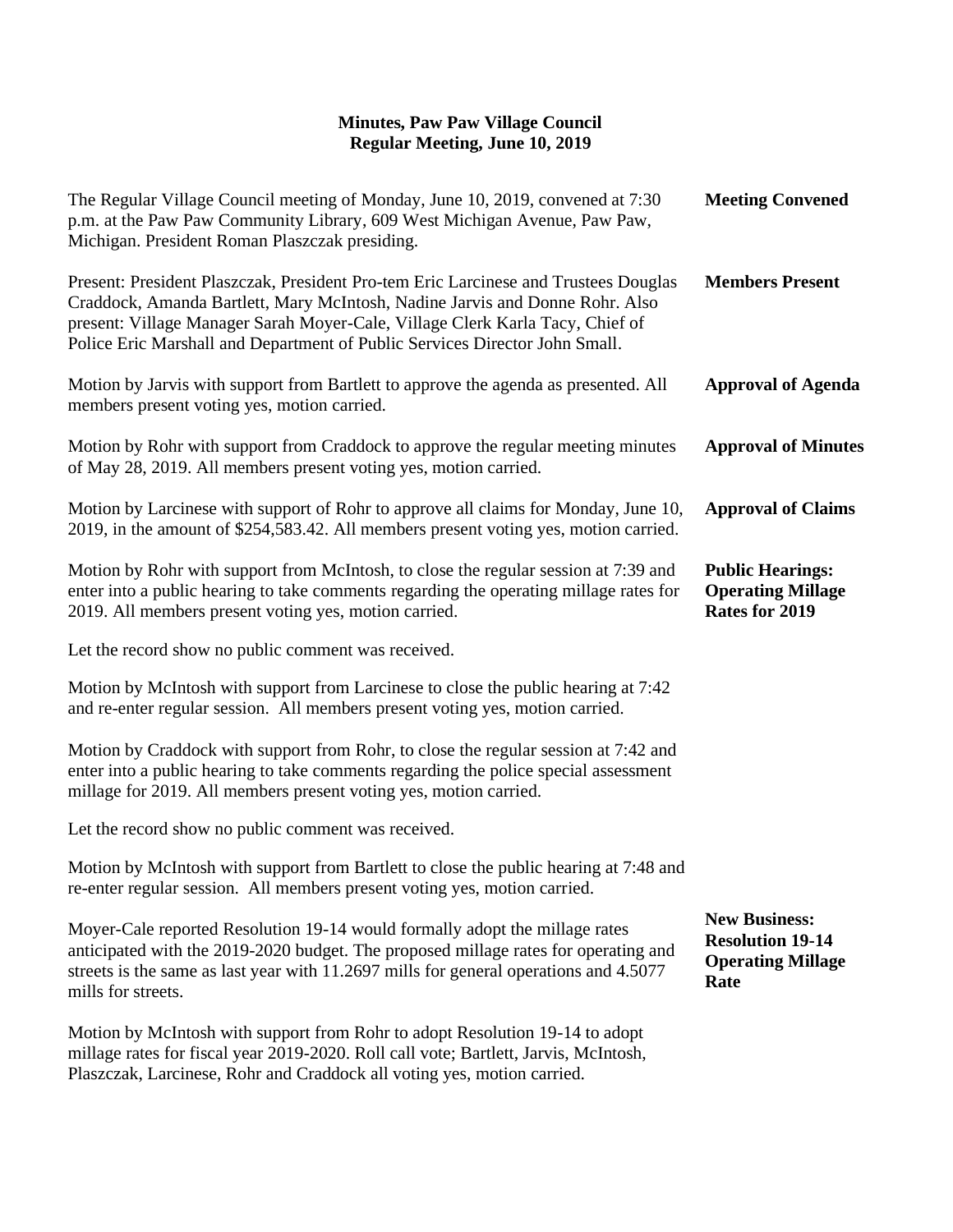**Minutes, Paw Paw Village Council**
**Regular Meeting, June 10, 2019**

**Meeting Convened**

The Regular Village Council meeting of Monday, June 10, 2019, convened at 7:30 p.m. at the Paw Paw Community Library, 609 West Michigan Avenue, Paw Paw, Michigan. President Roman Plaszczak presiding.

**Members Present**

Present: President Plaszczak, President Pro-tem Eric Larcinese and Trustees Douglas Craddock, Amanda Bartlett, Mary McIntosh, Nadine Jarvis and Donne Rohr. Also present: Village Manager Sarah Moyer-Cale, Village Clerk Karla Tacy, Chief of Police Eric Marshall and Department of Public Services Director John Small.

**Approval of Agenda**

Motion by Jarvis with support from Bartlett to approve the agenda as presented. All members present voting yes, motion carried.

**Approval of Minutes**

Motion by Rohr with support from Craddock to approve the regular meeting minutes of May 28, 2019. All members present voting yes, motion carried.

**Approval of Claims**

Motion by Larcinese with support of Rohr to approve all claims for Monday, June 10, 2019, in the amount of $254,583.42. All members present voting yes, motion carried.

**Public Hearings: Operating Millage Rates for 2019**

Motion by Rohr with support from McIntosh, to close the regular session at 7:39 and enter into a public hearing to take comments regarding the operating millage rates for 2019. All members present voting yes, motion carried.

Let the record show no public comment was received.

Motion by McIntosh with support from Larcinese to close the public hearing at 7:42 and re-enter regular session. All members present voting yes, motion carried.

Motion by Craddock with support from Rohr, to close the regular session at 7:42 and enter into a public hearing to take comments regarding the police special assessment millage for 2019. All members present voting yes, motion carried.

Let the record show no public comment was received.

Motion by McIntosh with support from Bartlett to close the public hearing at 7:48 and re-enter regular session. All members present voting yes, motion carried.

**New Business: Resolution 19-14 Operating Millage Rate**

Moyer-Cale reported Resolution 19-14 would formally adopt the millage rates anticipated with the 2019-2020 budget. The proposed millage rates for operating and streets is the same as last year with 11.2697 mills for general operations and 4.5077 mills for streets.

Motion by McIntosh with support from Rohr to adopt Resolution 19-14 to adopt millage rates for fiscal year 2019-2020. Roll call vote; Bartlett, Jarvis, McIntosh, Plaszczak, Larcinese, Rohr and Craddock all voting yes, motion carried.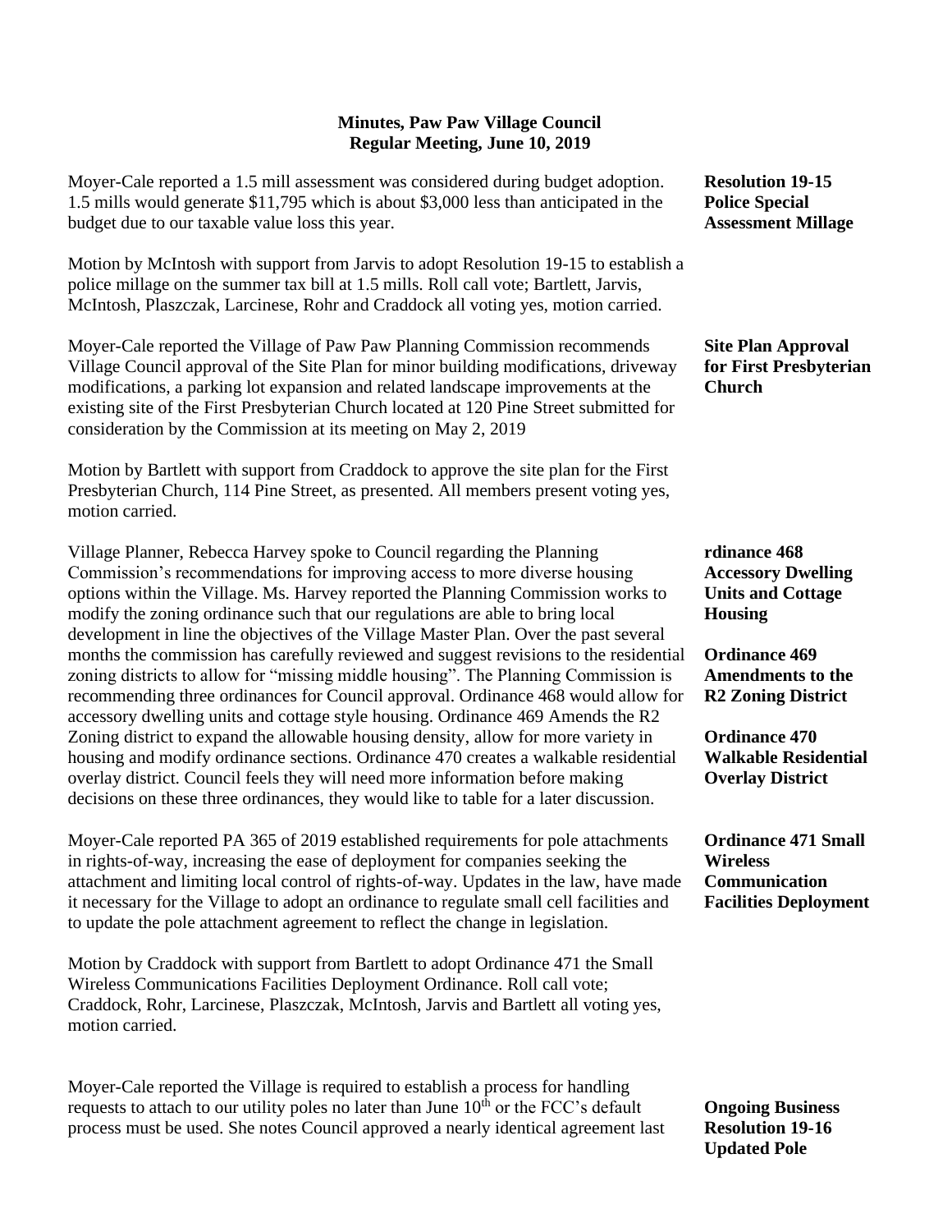**Minutes, Paw Paw Village Council**
**Regular Meeting, June 10, 2019**

**Resolution 19-15 Police Special Assessment Millage**

Moyer-Cale reported a 1.5 mill assessment was considered during budget adoption. 1.5 mills would generate $11,795 which is about $3,000 less than anticipated in the budget due to our taxable value loss this year.

Motion by McIntosh with support from Jarvis to adopt Resolution 19-15 to establish a police millage on the summer tax bill at 1.5 mills. Roll call vote; Bartlett, Jarvis, McIntosh, Plaszczak, Larcinese, Rohr and Craddock all voting yes, motion carried.

**Site Plan Approval for First Presbyterian Church**

Moyer-Cale reported the Village of Paw Paw Planning Commission recommends Village Council approval of the Site Plan for minor building modifications, driveway modifications, a parking lot expansion and related landscape improvements at the existing site of the First Presbyterian Church located at 120 Pine Street submitted for consideration by the Commission at its meeting on May 2, 2019

Motion by Bartlett with support from Craddock to approve the site plan for the First Presbyterian Church, 114 Pine Street, as presented. All members present voting yes, motion carried.

**rdinance 468 Accessory Dwelling Units and Cottage Housing**

**Ordinance 469 Amendments to the R2 Zoning District**

**Ordinance 470 Walkable Residential Overlay District**

Village Planner, Rebecca Harvey spoke to Council regarding the Planning Commission's recommendations for improving access to more diverse housing options within the Village. Ms. Harvey reported the Planning Commission works to modify the zoning ordinance such that our regulations are able to bring local development in line the objectives of the Village Master Plan. Over the past several months the commission has carefully reviewed and suggest revisions to the residential zoning districts to allow for "missing middle housing". The Planning Commission is recommending three ordinances for Council approval. Ordinance 468 would allow for accessory dwelling units and cottage style housing. Ordinance 469 Amends the R2 Zoning district to expand the allowable housing density, allow for more variety in housing and modify ordinance sections. Ordinance 470 creates a walkable residential overlay district. Council feels they will need more information before making decisions on these three ordinances, they would like to table for a later discussion.

**Ordinance 471 Small Wireless Communication Facilities Deployment**

Moyer-Cale reported PA 365 of 2019 established requirements for pole attachments in rights-of-way, increasing the ease of deployment for companies seeking the attachment and limiting local control of rights-of-way. Updates in the law, have made it necessary for the Village to adopt an ordinance to regulate small cell facilities and to update the pole attachment agreement to reflect the change in legislation.

Motion by Craddock with support from Bartlett to adopt Ordinance 471 the Small Wireless Communications Facilities Deployment Ordinance. Roll call vote; Craddock, Rohr, Larcinese, Plaszczak, McIntosh, Jarvis and Bartlett all voting yes, motion carried.

**Ongoing Business Resolution 19-16 Updated Pole**

Moyer-Cale reported the Village is required to establish a process for handling requests to attach to our utility poles no later than June 10th or the FCC's default process must be used. She notes Council approved a nearly identical agreement last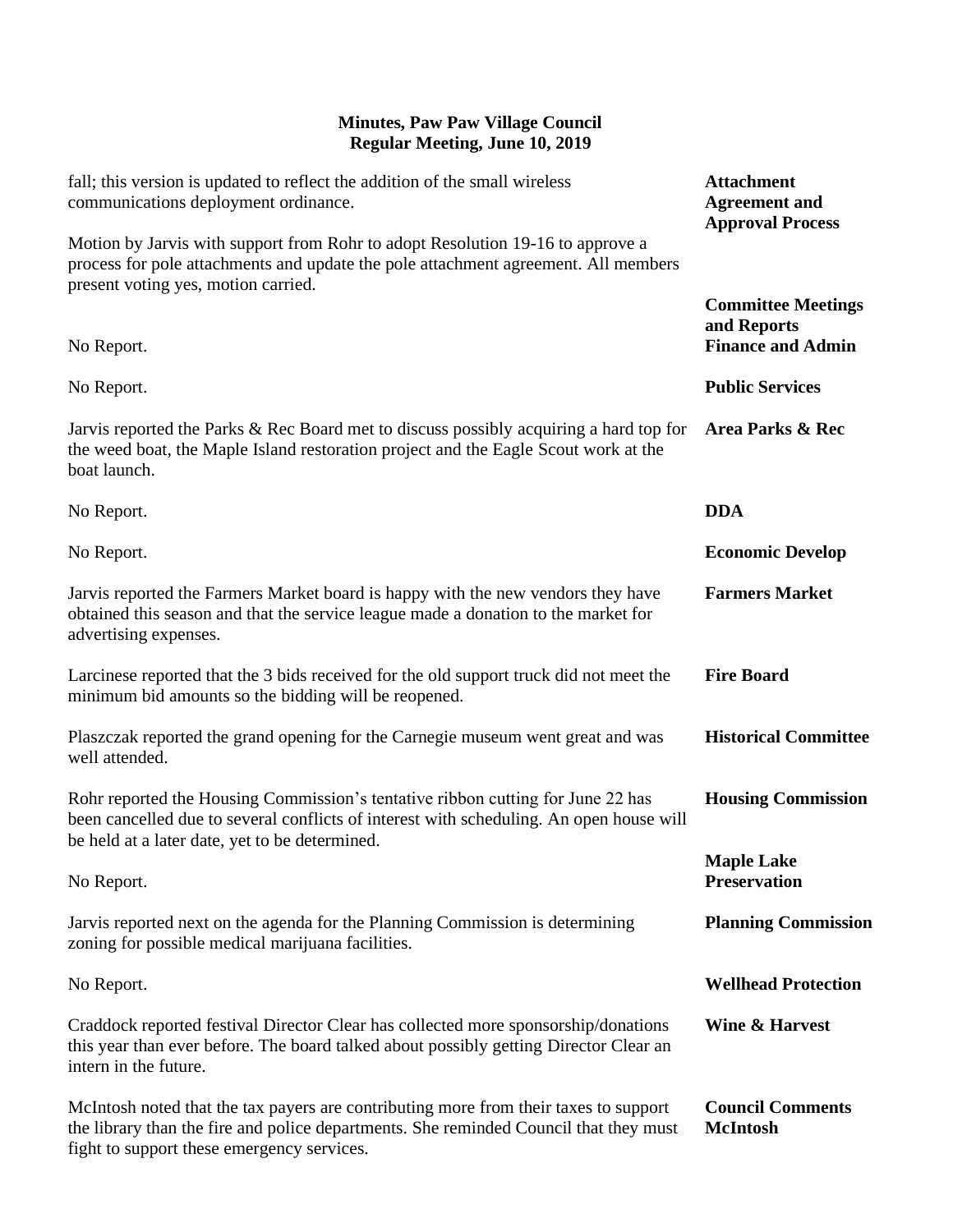fall; this version is updated to reflect the addition of the small wireless communications deployment ordinance.

**Attachment Agreement and Approval Process**

Motion by Jarvis with support from Rohr to adopt Resolution 19-16 to approve a process for pole attachments and update the pole attachment agreement. All members present voting yes, motion carried.

**Committee Meetings and Reports**

**Finance and Admin**

No Report.

**Public Services**

No Report.

**Area Parks & Rec**

Jarvis reported the Parks & Rec Board met to discuss possibly acquiring a hard top for the weed boat, the Maple Island restoration project and the Eagle Scout work at the boat launch.

**DDA**

No Report.

**Economic Develop**

No Report.

**Farmers Market**

Jarvis reported the Farmers Market board is happy with the new vendors they have obtained this season and that the service league made a donation to the market for advertising expenses.

**Fire Board**

Larcinese reported that the 3 bids received for the old support truck did not meet the minimum bid amounts so the bidding will be reopened.

**Historical Committee**

Plaszczak reported the grand opening for the Carnegie museum went great and was well attended.

**Housing Commission**

Rohr reported the Housing Commission's tentative ribbon cutting for June 22 has been cancelled due to several conflicts of interest with scheduling. An open house will be held at a later date, yet to be determined.

**Maple Lake Preservation**

No Report.

**Planning Commission**

Jarvis reported next on the agenda for the Planning Commission is determining zoning for possible medical marijuana facilities.

**Wellhead Protection**

No Report.

**Wine & Harvest**

Craddock reported festival Director Clear has collected more sponsorship/donations this year than ever before. The board talked about possibly getting Director Clear an intern in the future.

**Council Comments**

**McIntosh**

McIntosh noted that the tax payers are contributing more from their taxes to support the library than the fire and police departments. She reminded Council that they must fight to support these emergency services.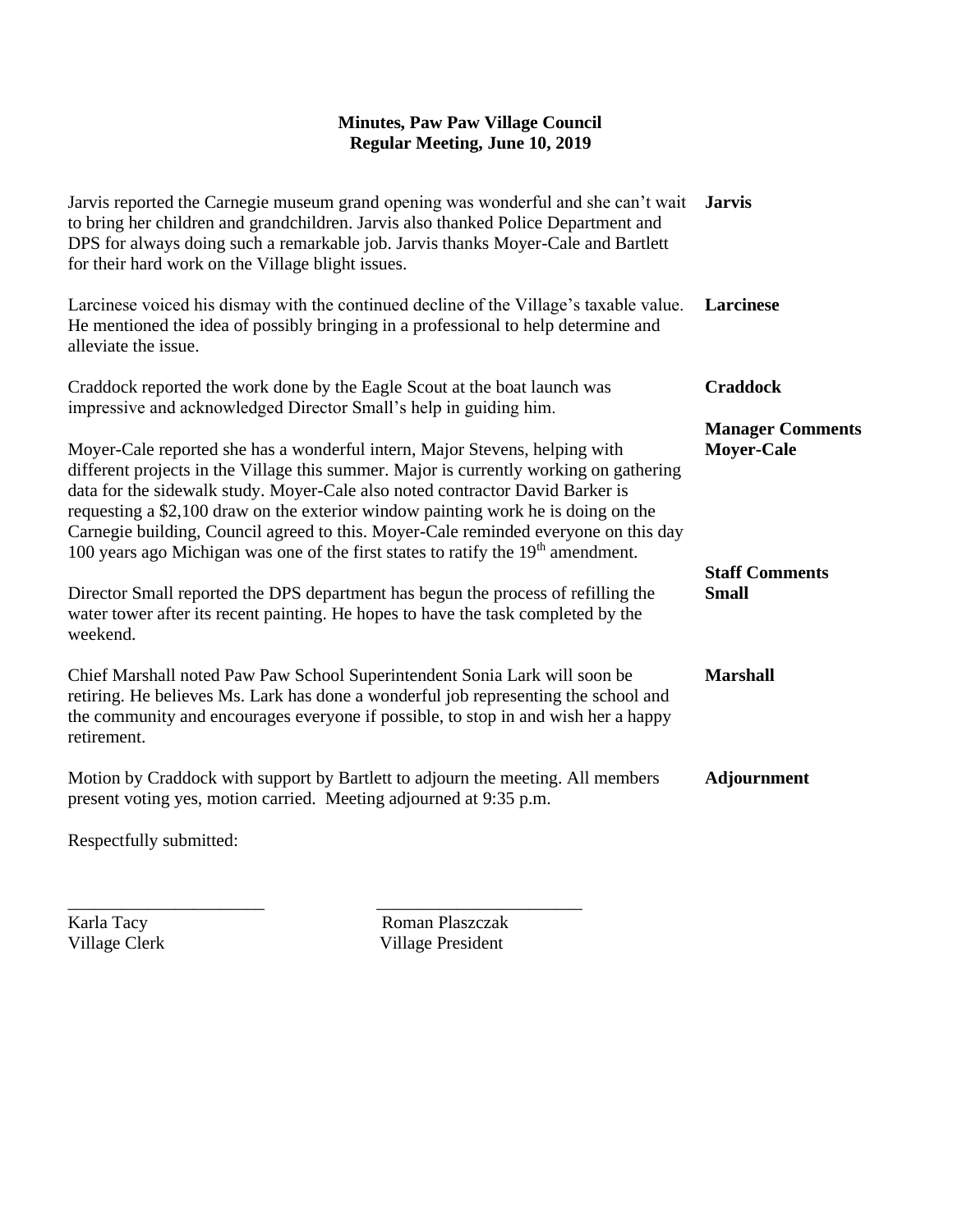**Minutes, Paw Paw Village Council**
**Regular Meeting, June 10, 2019**

**Jarvis**

Jarvis reported the Carnegie museum grand opening was wonderful and she can't wait to bring her children and grandchildren. Jarvis also thanked Police Department and DPS for always doing such a remarkable job. Jarvis thanks Moyer-Cale and Bartlett for their hard work on the Village blight issues.

**Larcinese**

Larcinese voiced his dismay with the continued decline of the Village's taxable value. He mentioned the idea of possibly bringing in a professional to help determine and alleviate the issue.

**Craddock**

Craddock reported the work done by the Eagle Scout at the boat launch was impressive and acknowledged Director Small's help in guiding him.

**Manager Comments**
**Moyer-Cale**

Moyer-Cale reported she has a wonderful intern, Major Stevens, helping with different projects in the Village this summer. Major is currently working on gathering data for the sidewalk study. Moyer-Cale also noted contractor David Barker is requesting a $2,100 draw on the exterior window painting work he is doing on the Carnegie building, Council agreed to this. Moyer-Cale reminded everyone on this day 100 years ago Michigan was one of the first states to ratify the 19th amendment.

**Staff Comments**
**Small**

Director Small reported the DPS department has begun the process of refilling the water tower after its recent painting. He hopes to have the task completed by the weekend.

**Marshall**

Chief Marshall noted Paw Paw School Superintendent Sonia Lark will soon be retiring. He believes Ms. Lark has done a wonderful job representing the school and the community and encourages everyone if possible, to stop in and wish her a happy retirement.

**Adjournment**

Motion by Craddock with support by Bartlett to adjourn the meeting. All members present voting yes, motion carried. Meeting adjourned at 9:35 p.m.

Respectfully submitted:

______________________ ______________________

Karla Tacy — Village Clerk

Roman Plaszczak — Village President